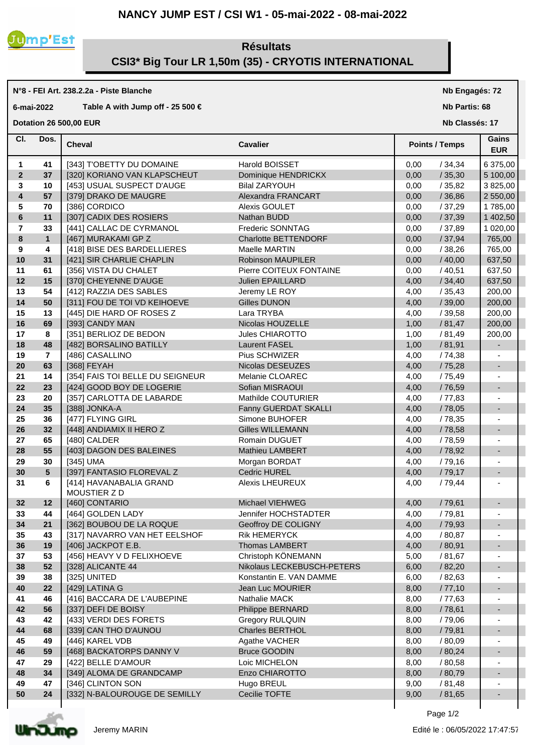# NANCY JUMP EST / CSI W1 - 05-mai-2022 - 08-mai-2022

## Résultats
## CSI3* Big Tour LR 1,50m (35) - CRYOTIS INTERNATIONAL

**N°8 - FEI Art. 238.2.2a - Piste Blanche** — **Nb Engagés: 72**

**6-mai-2022** — **Table A with Jump off - 25 500 €** — **Nb Partis: 68**

**Dotation 26 500,00 EUR** — **Nb Classés: 17**

| Cl. | Dos. | Cheval | Cavalier | Points | Temps | Gains EUR |
|---|---|---|---|---|---|---|
| 1 | 41 | [343] T'OBETTY DU DOMAINE | Harold BOISSET | 0,00 | / 34,34 | 6 375,00 |
| 2 | 37 | [320] KORIANO VAN KLAPSCHEUT | Dominique HENDRICKX | 0,00 | / 35,30 | 5 100,00 |
| 3 | 10 | [453] USUAL SUSPECT D'AUGE | Bilal ZARYOUH | 0,00 | / 35,82 | 3 825,00 |
| 4 | 57 | [379] DRAKO DE MAUGRE | Alexandra FRANCART | 0,00 | / 36,86 | 2 550,00 |
| 5 | 70 | [386] CORDICO | Alexis GOULET | 0,00 | / 37,29 | 1 785,00 |
| 6 | 11 | [307] CADIX DES ROSIERS | Nathan BUDD | 0,00 | / 37,39 | 1 402,50 |
| 7 | 33 | [441] CALLAC DE CYRMANOL | Frederic SONNTAG | 0,00 | / 37,89 | 1 020,00 |
| 8 | 1 | [467] MURAKAMI GP Z | Charlotte BETTENDORF | 0,00 | / 37,94 | 765,00 |
| 9 | 4 | [418] BISE DES BARDELLIERES | Maelle MARTIN | 0,00 | / 38,26 | 765,00 |
| 10 | 31 | [421] SIR CHARLIE CHAPLIN | Robinson MAUPILER | 0,00 | / 40,00 | 637,50 |
| 11 | 61 | [356] VISTA DU CHALET | Pierre COITEUX FONTAINE | 0,00 | / 40,51 | 637,50 |
| 12 | 15 | [370] CHEYENNE D'AUGE | Julien EPAILLARD | 4,00 | / 34,40 | 637,50 |
| 13 | 54 | [412] RAZZIA DES SABLES | Jeremy LE ROY | 4,00 | / 35,43 | 200,00 |
| 14 | 50 | [311] FOU DE TOI VD KEIHOEVE | Gilles DUNON | 4,00 | / 39,00 | 200,00 |
| 15 | 13 | [445] DIE HARD OF ROSES Z | Lara TRYBA | 4,00 | / 39,58 | 200,00 |
| 16 | 69 | [393] CANDY MAN | Nicolas HOUZELLE | 1,00 | / 81,47 | 200,00 |
| 17 | 8 | [351] BERLIOZ DE BEDON | Jules CHIAROTTO | 1,00 | / 81,49 | 200,00 |
| 18 | 48 | [482] BORSALINO BATILLY | Laurent FASEL | 1,00 | / 81,91 | - |
| 19 | 7 | [486] CASALLINO | Pius SCHWIZER | 4,00 | / 74,38 | - |
| 20 | 63 | [368] FEYAH | Nicolas DESEUZES | 4,00 | / 75,28 | - |
| 21 | 14 | [354] FAIS TOI BELLE DU SEIGNEUR | Melanie CLOAREC | 4,00 | / 75,49 | - |
| 22 | 23 | [424] GOOD BOY DE LOGERIE | Sofian MISRAOUI | 4,00 | / 76,59 | - |
| 23 | 20 | [357] CARLOTTA DE LABARDE | Mathilde COUTURIER | 4,00 | / 77,83 | - |
| 24 | 35 | [388] JONKA-A | Fanny GUERDAT SKALLI | 4,00 | / 78,05 | - |
| 25 | 36 | [477] FLYING GIRL | Simone BUHOFER | 4,00 | / 78,35 | - |
| 26 | 32 | [448] ANDIAMIX II HERO Z | Gilles WILLEMANN | 4,00 | / 78,58 | - |
| 27 | 65 | [480] CALDER | Romain DUGUET | 4,00 | / 78,59 | - |
| 28 | 55 | [403] DAGON DES BALEINES | Mathieu LAMBERT | 4,00 | / 78,92 | - |
| 29 | 30 | [345] UMA | Morgan BORDAT | 4,00 | / 79,16 | - |
| 30 | 5 | [397] FANTASIO FLOREVAL Z | Cedric HUREL | 4,00 | / 79,17 | - |
| 31 | 6 | [414] HAVANABALIA GRAND MOUSTIER Z D | Alexis LHEUREUX | 4,00 | / 79,44 | - |
| 32 | 12 | [460] CONTARIO | Michael VIEHWEG | 4,00 | / 79,61 | - |
| 33 | 44 | [464] GOLDEN LADY | Jennifer HOCHSTADTER | 4,00 | / 79,81 | - |
| 34 | 21 | [362] BOUBOU DE LA ROQUE | Geoffroy DE COLIGNY | 4,00 | / 79,93 | - |
| 35 | 43 | [317] NAVARRO VAN HET EELSHOF | Rik HEMERYCK | 4,00 | / 80,87 | - |
| 36 | 19 | [406] JACKPOT E.B. | Thomas LAMBERT | 4,00 | / 80,91 | - |
| 37 | 53 | [456] HEAVY V D FELIXHOEVE | Christoph KÖNEMANN | 5,00 | / 81,67 | - |
| 38 | 52 | [328] ALICANTE 44 | Nikolaus LECKEBUSCH-PETERS | 6,00 | / 82,20 | - |
| 39 | 38 | [325] UNITED | Konstantin E. VAN DAMME | 6,00 | / 82,63 | - |
| 40 | 22 | [429] LATINA G | Jean Luc MOURIER | 8,00 | / 77,10 | - |
| 41 | 46 | [416] BACCARA DE L'AUBEPINE | Nathalie MACK | 8,00 | / 77,63 | - |
| 42 | 56 | [337] DEFI DE BOISY | Philippe BERNARD | 8,00 | / 78,61 | - |
| 43 | 42 | [433] VERDI DES FORETS | Gregory RULQUIN | 8,00 | / 79,06 | - |
| 44 | 68 | [339] CAN THO D'AUNOU | Charles BERTHOL | 8,00 | / 79,81 | - |
| 45 | 49 | [446] KAREL VDB | Agathe VACHER | 8,00 | / 80,09 | - |
| 46 | 59 | [468] BACKATORPS DANNY V | Bruce GOODIN | 8,00 | / 80,24 | - |
| 47 | 29 | [422] BELLE D'AMOUR | Loic MICHELON | 8,00 | / 80,58 | - |
| 48 | 34 | [349] ALOMA DE GRANDCAMP | Enzo CHIAROTTO | 8,00 | / 80,79 | - |
| 49 | 47 | [346] CLINTON SON | Hugo BREUL | 9,00 | / 81,48 | - |
| 50 | 24 | [332] N-BALOUROUGE DE SEMILLY | Cecilie TOFTE | 9,00 | / 81,65 | - |

Jeremy MARIN

Edité le : 06/05/2022 17:47:57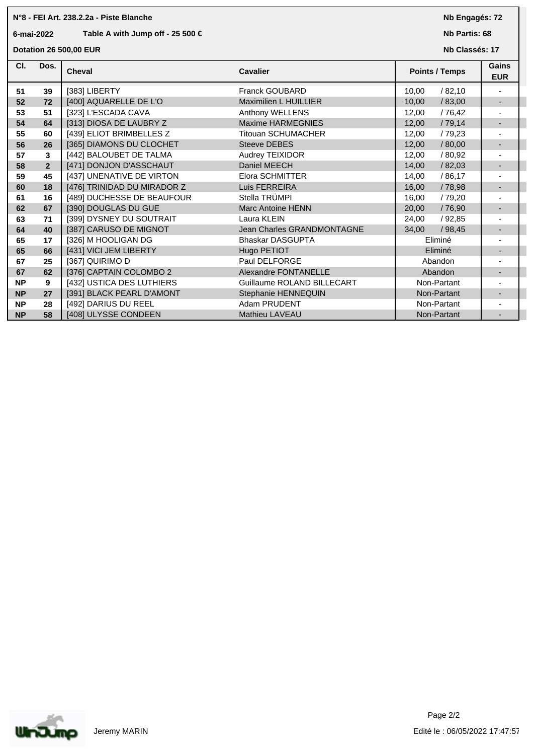N°8 - FEI Art. 238.2.2a - Piste Blanche

**6-mai-2022** **Table A with Jump off - 25 500 €**

**Dotation 26 500,00 EUR**

**Nb Engagés: 72**

**Nb Partis: 68**

**Nb Classés: 17**

| Cl. | Dos. | Cheval | Cavalier | Points / Temps | Gains EUR |
|---|---|---|---|---|---|
| 51 | 39 | [383] LIBERTY | Franck GOUBARD | 10,00 / 82,10 | - |
| 52 | 72 | [400] AQUARELLE DE L'O | Maximilien L HUILLIER | 10,00 / 83,00 | - |
| 53 | 51 | [323] L'ESCADA CAVA | Anthony WELLENS | 12,00 / 76,42 | - |
| 54 | 64 | [313] DIOSA DE LAUBRY Z | Maxime HARMEGNIES | 12,00 / 79,14 | - |
| 55 | 60 | [439] ELIOT BRIMBELLES Z | Titouan SCHUMACHER | 12,00 / 79,23 | - |
| 56 | 26 | [365] DIAMONS DU CLOCHET | Steeve DEBES | 12,00 / 80,00 | - |
| 57 | 3 | [442] BALOUBET DE TALMA | Audrey TEIXIDOR | 12,00 / 80,92 | - |
| 58 | 2 | [471] DONJON D'ASSCHAUT | Daniel MEECH | 14,00 / 82,03 | - |
| 59 | 45 | [437] UNENATIVE DE VIRTON | Elora SCHMITTER | 14,00 / 86,17 | - |
| 60 | 18 | [476] TRINIDAD DU MIRADOR Z | Luis FERREIRA | 16,00 / 78,98 | - |
| 61 | 16 | [489] DUCHESSE DE BEAUFOUR | Stella TRÜMPI | 16,00 / 79,20 | - |
| 62 | 67 | [390] DOUGLAS DU GUE | Marc Antoine HENN | 20,00 / 76,90 | - |
| 63 | 71 | [399] DYSNEY DU SOUTRAIT | Laura KLEIN | 24,00 / 92,85 | - |
| 64 | 40 | [387] CARUSO DE MIGNOT | Jean Charles GRANDMONTAGNE | 34,00 / 98,45 | - |
| 65 | 17 | [326] M HOOLIGAN DG | Bhaskar DASGUPTA | Eliminé | - |
| 65 | 66 | [431] VICI JEM LIBERTY | Hugo PETIOT | Eliminé | - |
| 67 | 25 | [367] QUIRIMO D | Paul DELFORGE | Abandon | - |
| 67 | 62 | [376] CAPTAIN COLOMBO 2 | Alexandre FONTANELLE | Abandon | - |
| NP | 9 | [432] USTICA DES LUTHIERS | Guillaume ROLAND BILLECART | Non-Partant | - |
| NP | 27 | [391] BLACK PEARL D'AMONT | Stephanie HENNEQUIN | Non-Partant | - |
| NP | 28 | [492] DARIUS DU REEL | Adam PRUDENT | Non-Partant | - |
| NP | 58 | [408] ULYSSE CONDEEN | Mathieu LAVEAU | Non-Partant | - |

Jeremy MARIN

Edité le : 06/05/2022 17:47:57